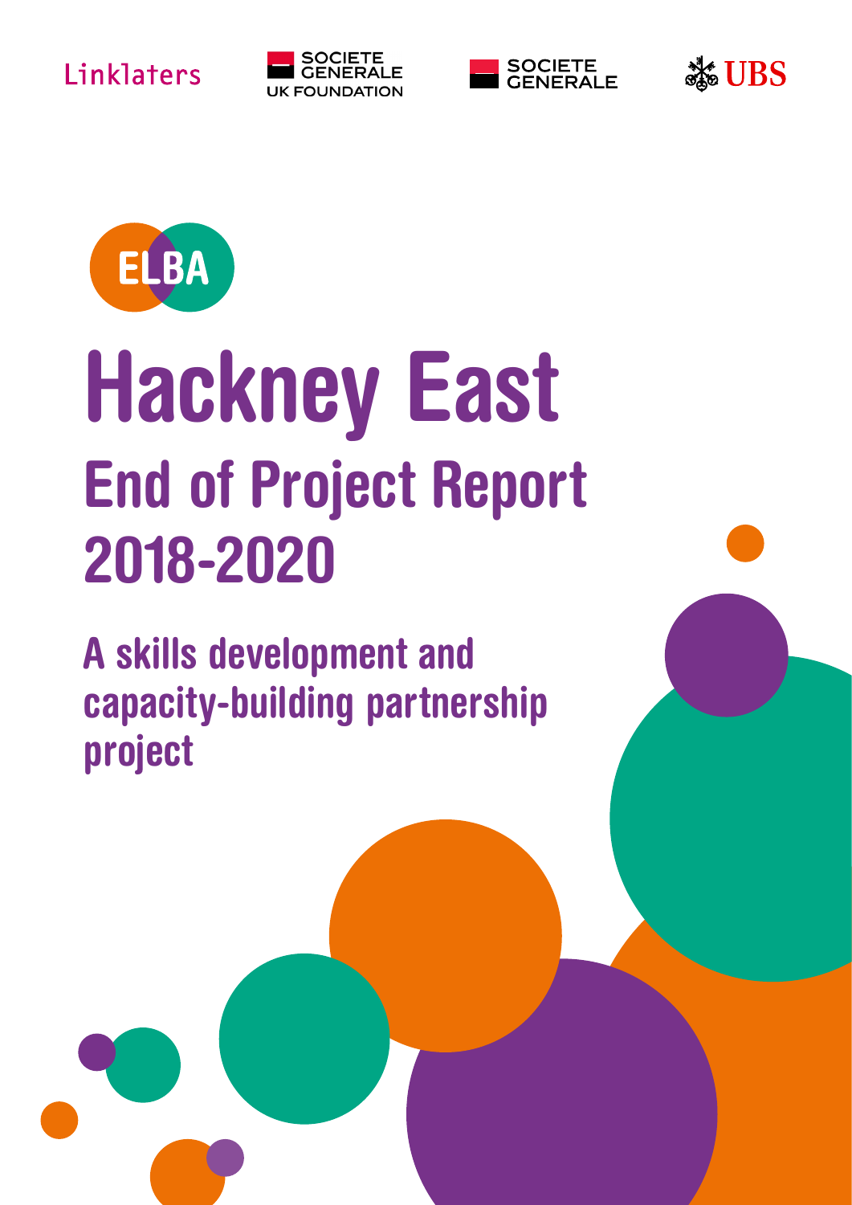Linklaters

SOCIETE GENERALE UK FOUNDATION

SOCIETE GENERALE

UBS

ELBA

# Hackney East

## End of Project Report 2018-2020

### A skills development and capacity-building partnership project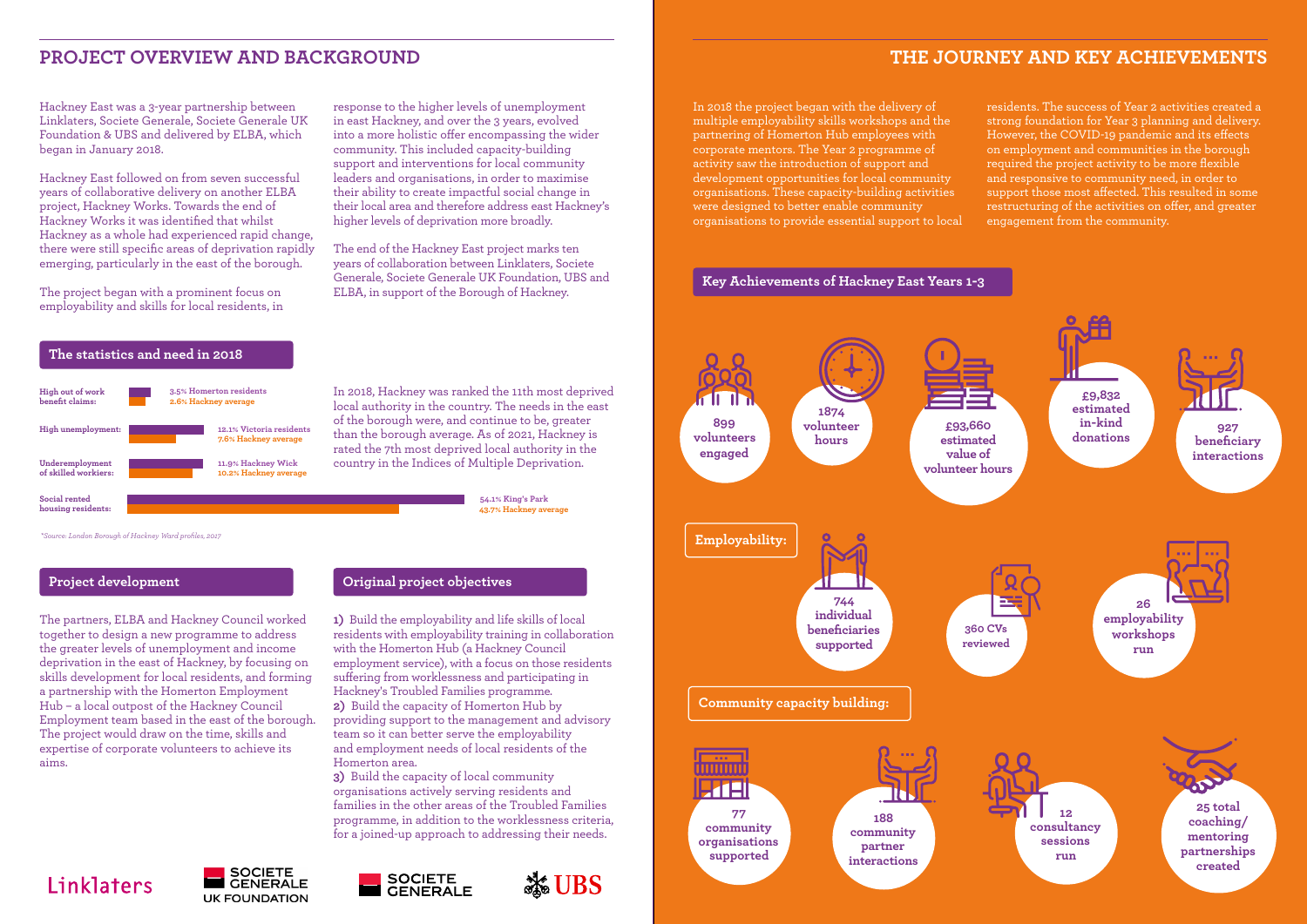## PROJECT OVERVIEW AND BACKGROUND

Hackney East was a 3-year partnership between Linklaters, Societe Generale, Societe Generale UK Foundation & UBS and delivered by ELBA, which began in January 2018.

Hackney East followed on from seven successful years of collaborative delivery on another ELBA project, Hackney Works. Towards the end of Hackney Works it was identified that whilst Hackney as a whole had experienced rapid change, there were still specific areas of deprivation rapidly emerging, particularly in the east of the borough.

The project began with a prominent focus on employability and skills for local residents, in response to the higher levels of unemployment in east Hackney, and over the 3 years, evolved into a more holistic offer encompassing the wider community. This included capacity-building support and interventions for local community leaders and organisations, in order to maximise their ability to create impactful social change in their local area and therefore address east Hackney's higher levels of deprivation more broadly.

The end of the Hackney East project marks ten years of collaboration between Linklaters, Societe Generale, Societe Generale UK Foundation, UBS and ELBA, in support of the Borough of Hackney.

### The statistics and need in 2018

| Indicator | Area | Hackney average |
| --- | --- | --- |
| High out of work benefit claims: | 3.5% Homerton residents | 2.6% Hackney average |
| High unemployment: | 12.1% Victoria residents | 7.6% Hackney average |
| Underemployment of skilled workiers: | 11.9% Hackney Wick | 10.2% Hackney average |
| Social rented housing residents: | 54.1% King's Park | 43.7% Hackney average |

*Source: London Borough of Hackney Ward profiles, 2017*

In 2018, Hackney was ranked the 11th most deprived local authority in the country. The needs in the east of the borough were, and continue to be, greater than the borough average. As of 2021, Hackney is rated the 7th most deprived local authority in the country in the Indices of Multiple Deprivation.

### Project development

The partners, ELBA and Hackney Council worked together to design a new programme to address the greater levels of unemployment and income deprivation in the east of Hackney, by focusing on skills development for local residents, and forming a partnership with the Homerton Employment Hub – a local outpost of the Hackney Council Employment team based in the east of the borough. The project would draw on the time, skills and expertise of corporate volunteers to achieve its aims.

### Original project objectives

**1)** Build the employability and life skills of local residents with employability training in collaboration with the Homerton Hub (a Hackney Council employment service), with a focus on those residents suffering from worklessness and participating in Hackney's Troubled Families programme.
**2)** Build the capacity of Homerton Hub by providing support to the management and advisory team so it can better serve the employability and employment needs of local residents of the Homerton area.
**3)** Build the capacity of local community organisations actively serving residents and families in the other areas of the Troubled Families programme, in addition to the worklessness criteria, for a joined-up approach to addressing their needs.

Linklaters | SOCIETE GENERALE UK FOUNDATION | SOCIETE GENERALE | UBS

## THE JOURNEY AND KEY ACHIEVEMENTS

In 2018 the project began with the delivery of multiple employability skills workshops and the partnering of Homerton Hub employees with corporate mentors. The Year 2 programme of activity saw the introduction of support and development opportunities for local community organisations. These capacity-building activities were designed to better enable community organisations to provide essential support to local residents. The success of Year 2 activities created a strong foundation for Year 3 planning and delivery. However, the COVID-19 pandemic and its effects on employment and communities in the borough required the project activity to be more flexible and responsive to community need, in order to support those most affected. This resulted in some restructuring of the activities on offer, and greater engagement from the community.

### Key Achievements of Hackney East Years 1-3

- **899 volunteers engaged**
- **1874 volunteer hours**
- **£93,660 estimated value of volunteer hours**
- **£9,832 estimated in-kind donations**
- **927 beneficiary interactions**

**Employability:**

- **744 individual beneficiaries supported**
- **360 CVs reviewed**
- **26 employability workshops run**

**Community capacity building:**

- **77 community organisations supported**
- **188 community partner interactions**
- **12 consultancy sessions run**
- **25 total coaching/ mentoring partnerships created**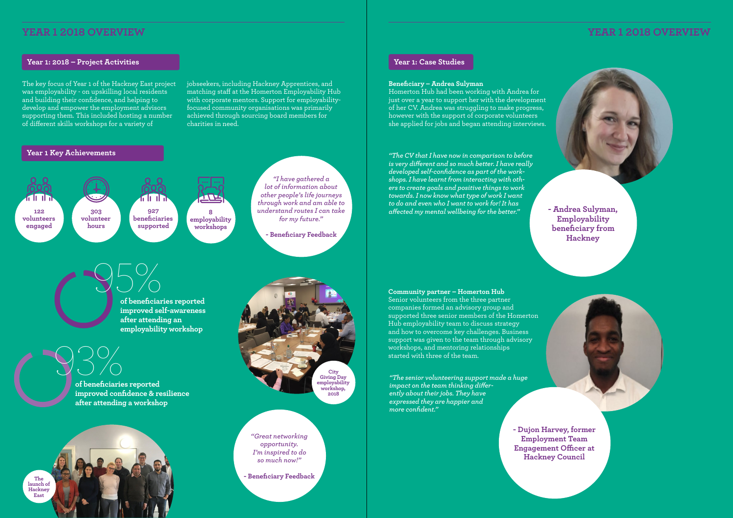# YEAR 1 2018 OVERVIEW

## Year 1: 2018 – Project Activities

The key focus of Year 1 of the Hackney East project was employability - on upskilling local residents and building their confidence, and helping to develop and empower the employment advisors supporting them. This included hosting a number of different skills workshops for a variety of jobseekers, including Hackney Apprentices, and matching staff at the Homerton Employability Hub with corporate mentors. Support for employability-focused community organisations was primarily achieved through sourcing board members for charities in need.

## Year 1 Key Achievements

- **122** volunteers engaged
- **303** volunteer hours
- **927** beneficiaries supported
- **8** employability workshops

*"I have gathered a lot of information about other people's life journeys through work and am able to understand routes I can take for my future."*

**- Beneficiary Feedback**

**95%** of beneficiaries reported improved self-awareness after attending an employability workshop

**93%** of beneficiaries reported improved confidence & resilience after attending a workshop

City Giving Day employability workshop, 2018

*"Great networking opportunity. I'm inspired to do so much now!"*

**- Beneficiary Feedback**

The launch of Hackney East

## Year 1: Case Studies

**Beneficiary – Andrea Sulyman**

Homerton Hub had been working with Andrea for just over a year to support her with the development of her CV. Andrea was struggling to make progress, however with the support of corporate volunteers she applied for jobs and began attending interviews.

*"The CV that I have now in comparison to before is very different and so much better. I have really developed self-confidence as part of the workshops. I have learnt from interacting with others to create goals and positive things to work towards. I now know what type of work I want to do and even who I want to work for! It has affected my mental wellbeing for the better."*

**- Andrea Sulyman, Employability beneficiary from Hackney**

**Community partner – Homerton Hub**

Senior volunteers from the three partner companies formed an advisory group and supported three senior members of the Homerton Hub employability team to discuss strategy and how to overcome key challenges. Business support was given to the team through advisory workshops, and mentoring relationships started with three of the team.

*"The senior volunteering support made a huge impact on the team thinking differently about their jobs. They have expressed they are happier and more confident."*

**- Dujon Harvey, former Employment Team Engagement Officer at Hackney Council**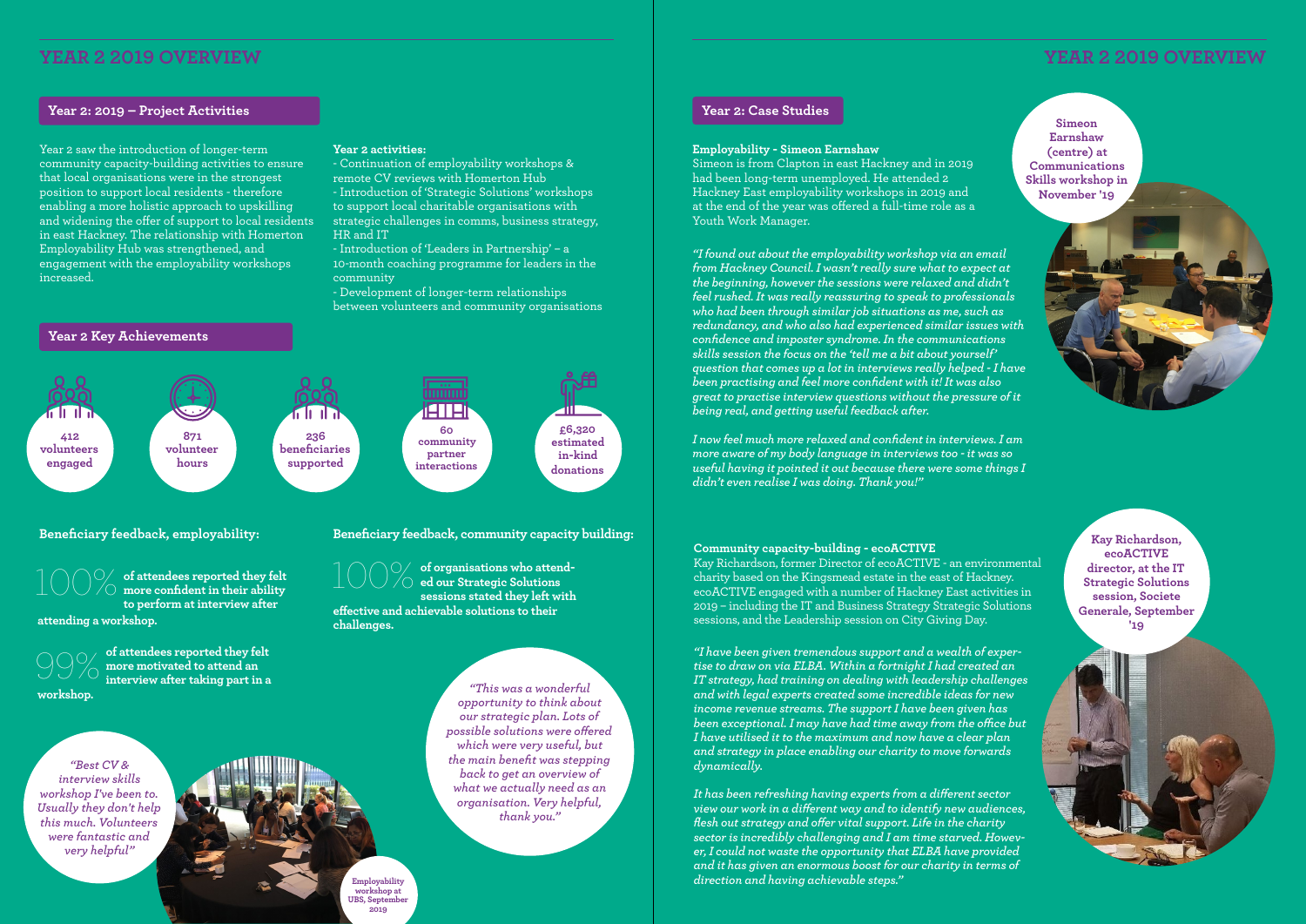# YEAR 2 2019 OVERVIEW

## Year 2: 2019 – Project Activities

Year 2 saw the introduction of longer-term community capacity-building activities to ensure that local organisations were in the strongest position to support local residents - therefore enabling a more holistic approach to upskilling and widening the offer of support to local residents in east Hackney. The relationship with Homerton Employability Hub was strengthened, and engagement with the employability workshops increased.

**Year 2 activities:**

- Continuation of employability workshops & remote CV reviews with Homerton Hub
- Introduction of 'Strategic Solutions' workshops to support local charitable organisations with strategic challenges in comms, business strategy, HR and IT
- Introduction of 'Leaders in Partnership' – a 10-month coaching programme for leaders in the community
- Development of longer-term relationships between volunteers and community organisations

## Year 2 Key Achievements

- **412** volunteers engaged
- **871** volunteer hours
- **236** beneficiaries supported
- **60** community partner interactions
- **£6,320** estimated in-kind donations

### Beneficiary feedback, employability:

**100%** of attendees reported they felt more confident in their ability to perform at interview after attending a workshop.

**99%** of attendees reported they felt more motivated to attend an interview after taking part in a workshop.

*"Best CV & interview skills workshop I've been to. Usually they don't help this much. Volunteers were fantastic and very helpful"*

Employability workshop at UBS, September 2019

### Beneficiary feedback, community capacity building:

**100%** of organisations who attended our Strategic Solutions sessions stated they left with effective and achievable solutions to their challenges.

*"This was a wonderful opportunity to think about our strategic plan. Lots of possible solutions were offered which were very useful, but the main benefit was stepping back to get an overview of what we actually need as an organisation. Very helpful, thank you."*

# YEAR 2 2019 OVERVIEW

## Year 2: Case Studies

**Employability - Simeon Earnshaw**

Simeon is from Clapton in east Hackney and in 2019 had been long-term unemployed. He attended 2 Hackney East employability workshops in 2019 and at the end of the year was offered a full-time role as a Youth Work Manager.

*"I found out about the employability workshop via an email from Hackney Council. I wasn't really sure what to expect at the beginning, however the sessions were relaxed and didn't feel rushed. It was really reassuring to speak to professionals who had been through similar job situations as me, such as redundancy, and who also had experienced similar issues with confidence and imposter syndrome. In the communications skills session the focus on the 'tell me a bit about yourself' question that comes up a lot in interviews really helped - I have been practising and feel more confident with it! It was also great to practise interview questions without the pressure of it being real, and getting useful feedback after.*

*I now feel much more relaxed and confident in interviews. I am more aware of my body language in interviews too - it was so useful having it pointed it out because there were some things I didn't even realise I was doing. Thank you!"*

Simeon Earnshaw (centre) at Communications Skills workshop in November '19

**Community capacity-building - ecoACTIVE**

Kay Richardson, former Director of ecoACTIVE - an environmental charity based on the Kingsmead estate in the east of Hackney. ecoACTIVE engaged with a number of Hackney East activities in 2019 – including the IT and Business Strategy Strategic Solutions sessions, and the Leadership session on City Giving Day.

*"I have been given tremendous support and a wealth of expertise to draw on via ELBA. Within a fortnight I had created an IT strategy, had training on dealing with leadership challenges and with legal experts created some incredible ideas for new income revenue streams. The support I have been given has been exceptional. I may have had time away from the office but I have utilised it to the maximum and now have a clear plan and strategy in place enabling our charity to move forwards dynamically.*

*It has been refreshing having experts from a different sector view our work in a different way and to identify new audiences, flesh out strategy and offer vital support. Life in the charity sector is incredibly challenging and I am time starved. However, I could not waste the opportunity that ELBA have provided and it has given an enormous boost for our charity in terms of direction and having achievable steps."*

Kay Richardson, ecoACTIVE director, at the IT Strategic Solutions session, Societe Generale, September '19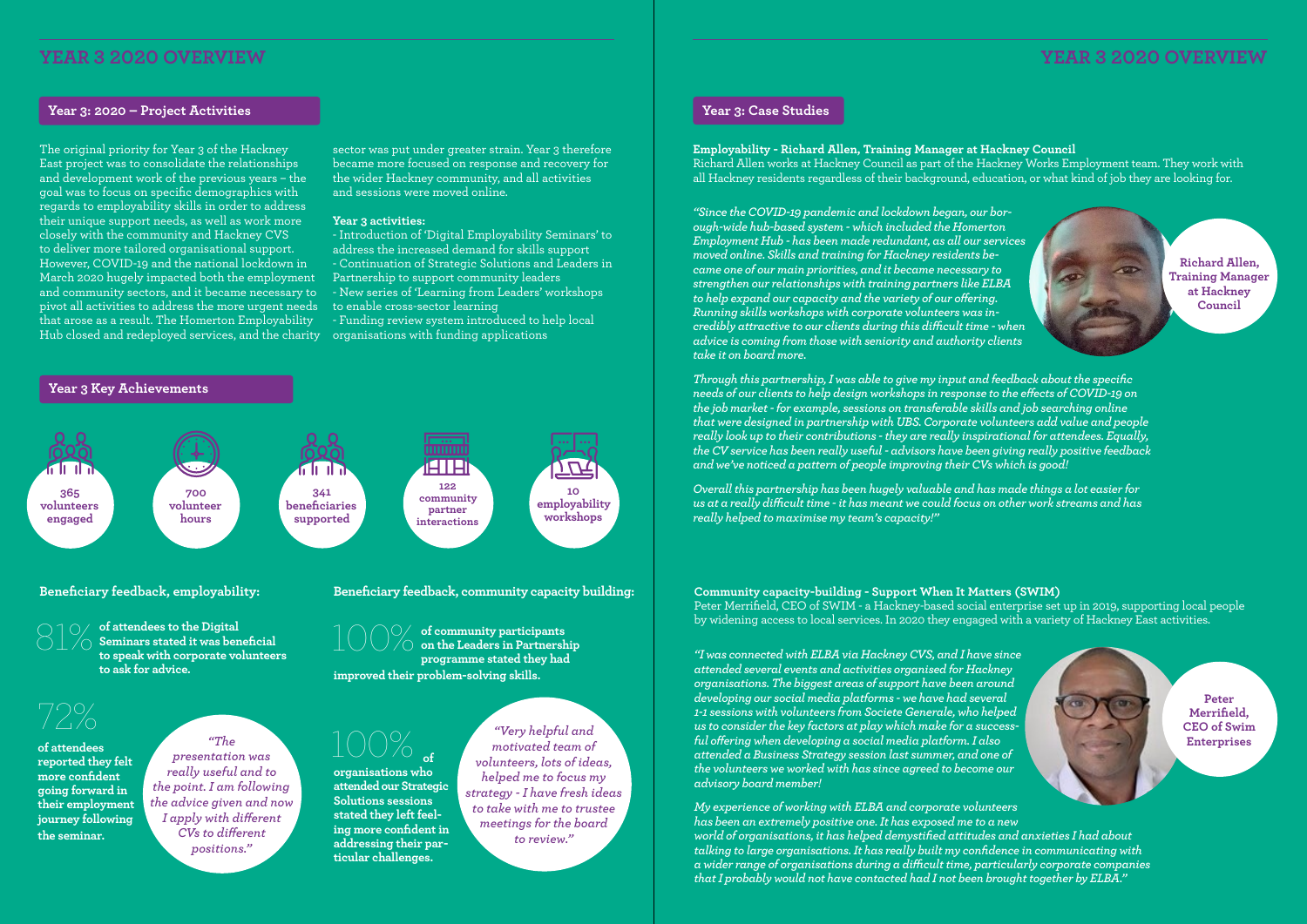# YEAR 3 2020 OVERVIEW

## Year 3: 2020 – Project Activities

The original priority for Year 3 of the Hackney East project was to consolidate the relationships and development work of the previous years – the goal was to focus on specific demographics with regards to employability skills in order to address their unique support needs, as well as work more closely with the community and Hackney CVS to deliver more tailored organisational support. However, COVID-19 and the national lockdown in March 2020 hugely impacted both the employment and community sectors, and it became necessary to pivot all activities to address the more urgent needs that arose as a result. The Homerton Employability Hub closed and redeployed services, and the charity sector was put under greater strain. Year 3 therefore became more focused on response and recovery for the wider Hackney community, and all activities and sessions were moved online.

**Year 3 activities:**

- Introduction of 'Digital Employability Seminars' to address the increased demand for skills support
- Continuation of Strategic Solutions and Leaders in Partnership to support community leaders
- New series of 'Learning from Leaders' workshops to enable cross-sector learning
- Funding review system introduced to help local organisations with funding applications

## Year 3 Key Achievements

- **365** volunteers engaged
- **700** volunteer hours
- **341** beneficiaries supported
- **122** community partner interactions
- **10** employability workshops

### Beneficiary feedback, employability:

81% **of attendees to the Digital Seminars stated it was beneficial to speak with corporate volunteers to ask for advice.**

72% **of attendees reported they felt more confident going forward in their employment journey following the seminar.**

*"The presentation was really useful and to the point. I am following the advice given and now I apply with different CVs to different positions."*

### Beneficiary feedback, community capacity building:

100% **of community participants on the Leaders in Partnership programme stated they had improved their problem-solving skills.**

100% **of organisations who attended our Strategic Solutions sessions stated they left feeling more confident in addressing their particular challenges.**

*"Very helpful and motivated team of volunteers, lots of ideas, helped me to focus my strategy - I have fresh ideas to take with me to trustee meetings for the board to review."*

# YEAR 3 2020 OVERVIEW

## Year 3: Case Studies

**Employability - Richard Allen, Training Manager at Hackney Council**
Richard Allen works at Hackney Council as part of the Hackney Works Employment team. They work with all Hackney residents regardless of their background, education, or what kind of job they are looking for.

*"Since the COVID-19 pandemic and lockdown began, our borough-wide hub-based system - which included the Homerton Employment Hub - has been made redundant, as all our services moved online. Skills and training for Hackney residents became one of our main priorities, and it became necessary to strengthen our relationships with training partners like ELBA to help expand our capacity and the variety of our offering. Running skills workshops with corporate volunteers was incredibly attractive to our clients during this difficult time - when advice is coming from those with seniority and authority clients take it on board more.*

*Through this partnership, I was able to give my input and feedback about the specific needs of our clients to help design workshops in response to the effects of COVID-19 on the job market - for example, sessions on transferable skills and job searching online that were designed in partnership with UBS. Corporate volunteers add value and people really look up to their contributions - they are really inspirational for attendees. Equally, the CV service has been really useful - advisors have been giving really positive feedback and we've noticed a pattern of people improving their CVs which is good!*

*Overall this partnership has been hugely valuable and has made things a lot easier for us at a really difficult time - it has meant we could focus on other work streams and has really helped to maximise my team's capacity!"*

**Richard Allen, Training Manager at Hackney Council**

**Community capacity-building - Support When It Matters (SWIM)**
Peter Merrifield, CEO of SWIM - a Hackney-based social enterprise set up in 2019, supporting local people by widening access to local services. In 2020 they engaged with a variety of Hackney East activities.

*"I was connected with ELBA via Hackney CVS, and I have since attended several events and activities organised for Hackney organisations. The biggest areas of support have been around developing our social media platforms - we have had several 1-1 sessions with volunteers from Societe Generale, who helped us to consider the key factors at play which make for a successful offering when developing a social media platform. I also attended a Business Strategy session last summer, and one of the volunteers we worked with has since agreed to become our advisory board member!*

*My experience of working with ELBA and corporate volunteers has been an extremely positive one. It has exposed me to a new world of organisations, it has helped demystified attitudes and anxieties I had about talking to large organisations. It has really built my confidence in communicating with a wider range of organisations during a difficult time, particularly corporate companies that I probably would not have contacted had I not been brought together by ELBA."*

**Peter Merrifield, CEO of Swim Enterprises**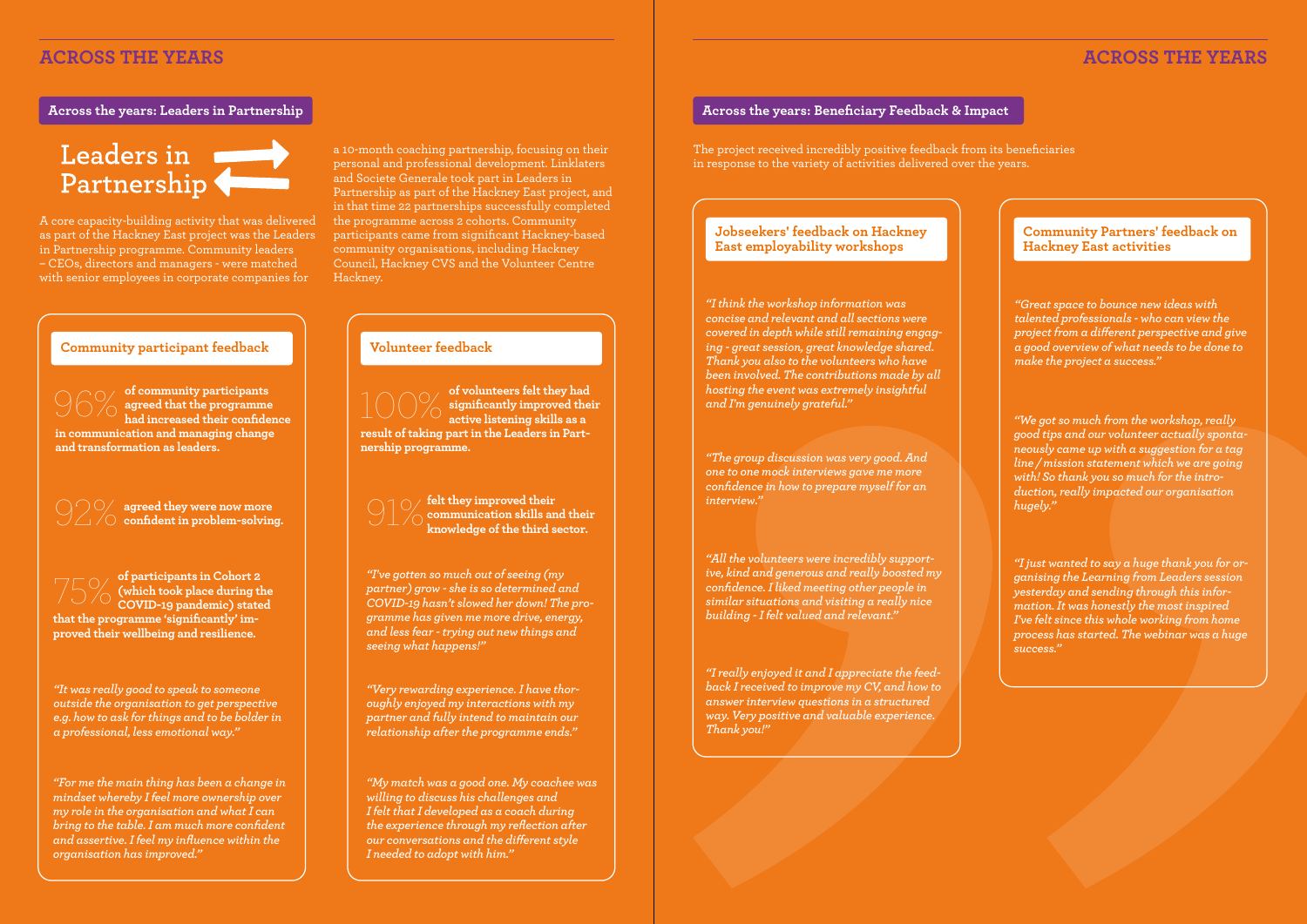## ACROSS THE YEARS

### Across the years: Leaders in Partnership

**Leaders in Partnership**

A core capacity-building activity that was delivered as part of the Hackney East project was the Leaders in Partnership programme. Community leaders – CEOs, directors and managers - were matched with senior employees in corporate companies for a 10-month coaching partnership, focusing on their personal and professional development. Linklaters and Societe Generale took part in Leaders in Partnership as part of the Hackney East project, and in that time 22 partnerships successfully completed the programme across 2 cohorts. Community participants came from significant Hackney-based community organisations, including Hackney Council, Hackney CVS and the Volunteer Centre Hackney.

#### Community participant feedback

96% **of community participants agreed that the programme had increased their confidence in communication and managing change and transformation as leaders.**

92% **agreed they were now more confident in problem-solving.**

75% **of participants in Cohort 2 (which took place during the COVID-19 pandemic) stated that the programme 'significantly' improved their wellbeing and resilience.**

*"It was really good to speak to someone outside the organisation to get perspective e.g. how to ask for things and to be bolder in a professional, less emotional way."*

*"For me the main thing has been a change in mindset whereby I feel more ownership over my role in the organisation and what I can bring to the table. I am much more confident and assertive. I feel my influence within the organisation has improved."*

#### Volunteer feedback

100% **of volunteers felt they had significantly improved their active listening skills as a result of taking part in the Leaders in Partnership programme.**

91% **felt they improved their communication skills and their knowledge of the third sector.**

*"I've gotten so much out of seeing (my partner) grow - she is so determined and COVID-19 hasn't slowed her down! The programme has given me more drive, energy, and less fear - trying out new things and seeing what happens!"*

*"Very rewarding experience. I have thoroughly enjoyed my interactions with my partner and fully intend to maintain our relationship after the programme ends."*

*"My match was a good one. My coachee was willing to discuss his challenges and I felt that I developed as a coach during the experience through my reflection after our conversations and the different style I needed to adopt with him."*

### Across the years: Beneficiary Feedback & Impact

The project received incredibly positive feedback from its beneficiaries in response to the variety of activities delivered over the years.

#### Jobseekers' feedback on Hackney East employability workshops

*"I think the workshop information was concise and relevant and all sections were covered in depth while still remaining engaging - great session, great knowledge shared. Thank you also to the volunteers who have been involved. The contributions made by all hosting the event was extremely insightful and I'm genuinely grateful."*

*"The group discussion was very good. And one to one mock interviews gave me more confidence in how to prepare myself for an interview."*

*"All the volunteers were incredibly supportive, kind and generous and really boosted my confidence. I liked meeting other people in similar situations and visiting a really nice building - I felt valued and relevant."*

*"I really enjoyed it and I appreciate the feedback I received to improve my CV, and how to answer interview questions in a structured way. Very positive and valuable experience. Thank you!"*

#### Community Partners' feedback on Hackney East activities

*"Great space to bounce new ideas with talented professionals - who can view the project from a different perspective and give a good overview of what needs to be done to make the project a success."*

*"We got so much from the workshop, really good tips and our volunteer actually spontaneously came up with a suggestion for a tag line / mission statement which we are going with! So thank you so much for the introduction, really impacted our organisation hugely."*

*"I just wanted to say a huge thank you for organising the Learning from Leaders session yesterday and sending through this information. It was honestly the most inspired I've felt since this whole working from home process has started. The webinar was a huge success."*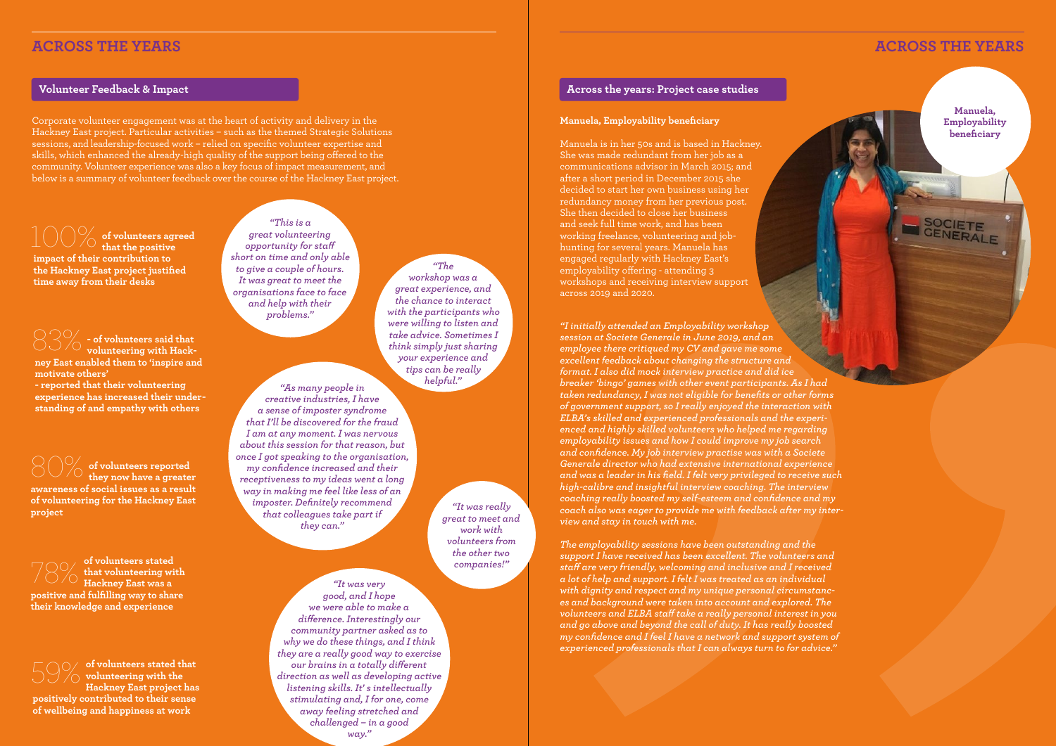## ACROSS THE YEARS

### Volunteer Feedback & Impact

Corporate volunteer engagement was at the heart of activity and delivery in the Hackney East project. Particular activities – such as the themed Strategic Solutions sessions, and leadership-focused work – relied on specific volunteer expertise and skills, which enhanced the already-high quality of the support being offered to the community. Volunteer experience was also a key focus of impact measurement, and below is a summary of volunteer feedback over the course of the Hackney East project.

**100% of volunteers agreed that the positive impact of their contribution to the Hackney East project justified time away from their desks**

**83% - of volunteers said that volunteering with Hackney East enabled them to 'inspire and motivate others'**
**- reported that their volunteering experience has increased their understanding of and empathy with others**

**80% of volunteers reported they now have a greater awareness of social issues as a result of volunteering for the Hackney East project**

**78% of volunteers stated that volunteering with Hackney East was a positive and fulfilling way to share their knowledge and experience**

**59% of volunteers stated that volunteering with the Hackney East project has positively contributed to their sense of wellbeing and happiness at work**

*"This is a great volunteering opportunity for staff short on time and only able to give a couple of hours. It was great to meet the organisations face to face and help with their problems."*

*"The workshop was a great experience, and the chance to interact with the participants who were willing to listen and take advice. Sometimes I think simply just sharing your experience and tips can be really helpful."*

*"As many people in creative industries, I have a sense of imposter syndrome that I'll be discovered for the fraud I am at any moment. I was nervous about this session for that reason, but once I got speaking to the organisation, my confidence increased and their receptiveness to my ideas went a long way in making me feel like less of an imposter. Definitely recommend that colleagues take part if they can."*

*"It was really great to meet and work with volunteers from the other two companies!"*

*"It was very good, and I hope we were able to make a difference. Interestingly our community partner asked as to why we do these things, and I think they are a really good way to exercise our brains in a totally different direction as well as developing active listening skills. It's intellectually stimulating and, I for one, come away feeling stretched and challenged – in a good way."*

## ACROSS THE YEARS

### Across the years: Project case studies

**Manuela, Employability beneficiary**

Manuela is in her 50s and is based in Hackney. She was made redundant from her job as a communications advisor in March 2015; and after a short period in December 2015 she decided to start her own business using her redundancy money from her previous post. She then decided to close her business and seek full time work, and has been working freelance, volunteering and job-hunting for several years. Manuela has engaged regularly with Hackney East's employability offering - attending 3 workshops and receiving interview support across 2019 and 2020.

**Manuela, Employability beneficiary**

*"I initially attended an Employability workshop session at Societe Generale in June 2019, and an employee there critiqued my CV and gave me some excellent feedback about changing the structure and format. I also did mock interview practice and did ice breaker 'bingo' games with other event participants. As I had taken redundancy, I was not eligible for benefits or other forms of government support, so I really enjoyed the interaction with ELBA's skilled and experienced professionals and the experienced and highly skilled volunteers who helped me regarding employability issues and how I could improve my job search and confidence. My job interview practise was with a Societe Generale director who had extensive international experience and was a leader in his field. I felt very privileged to receive such high-calibre and insightful interview coaching. The interview coaching really boosted my self-esteem and confidence and my coach also was eager to provide me with feedback after my interview and stay in touch with me.*

*The employability sessions have been outstanding and the support I have received has been excellent. The volunteers and staff are very friendly, welcoming and inclusive and I received a lot of help and support. I felt I was treated as an individual with dignity and respect and my unique personal circumstances and background were taken into account and explored. The volunteers and ELBA staff take a really personal interest in you and go above and beyond the call of duty. It has really boosted my confidence and I feel I have a network and support system of experienced professionals that I can always turn to for advice."*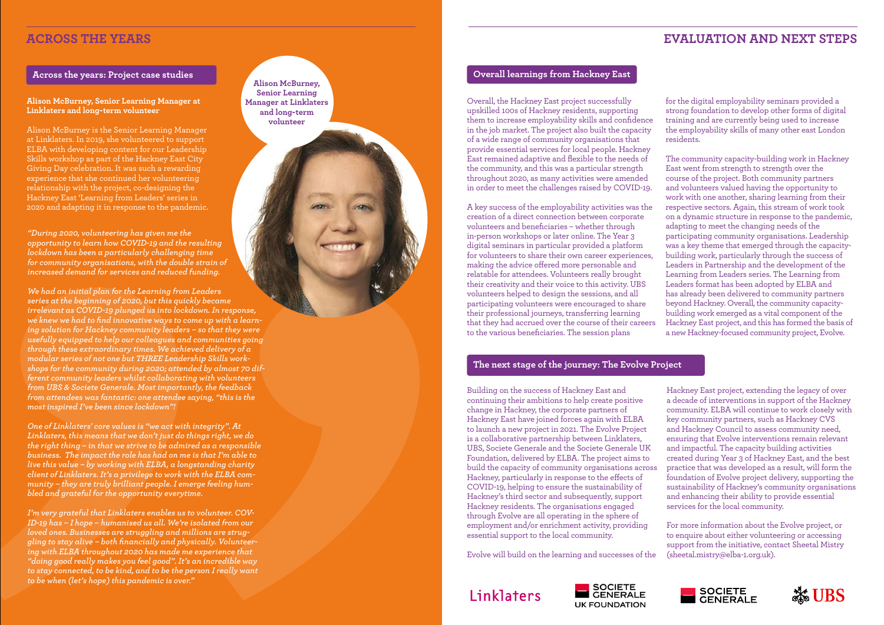# ACROSS THE YEARS

## Across the years: Project case studies

**Alison McBurney, Senior Learning Manager at Linklaters and long-term volunteer**

Alison McBurney is the Senior Learning Manager at Linklaters. In 2019, she volunteered to support ELBA with developing content for our Leadership Skills workshop as part of the Hackney East City Giving Day celebration. It was such a rewarding experience that she continued her volunteering relationship with the project, co-designing the Hackney East 'Learning from Leaders' series in 2020 and adapting it in response to the pandemic.

**Alison McBurney, Senior Learning Manager at Linklaters and long-term volunteer**

*"During 2020, volunteering has given me the opportunity to learn how COVID-19 and the resulting lockdown has been a particularly challenging time for community organisations, with the double strain of increased demand for services and reduced funding.*

*We had an initial plan for the Learning from Leaders series at the beginning of 2020, but this quickly became irrelevant as COVID-19 plunged us into lockdown. In response, we knew we had to find innovative ways to come up with a learning solution for Hackney community leaders – so that they were usefully equipped to help our colleagues and communities going through these extraordinary times. We achieved delivery of a modular series of not one but THREE Leadership Skills workshops for the community during 2020; attended by almost 70 different community leaders whilst collaborating with volunteers from UBS & Societe Generale. Most importantly, the feedback from attendees was fantastic: one attendee saying, "this is the most inspired I've been since lockdown"!*

*One of Linklaters' core values is "we act with integrity". At Linklaters, this means that we don't just do things right, we do the right thing – in that we strive to be admired as a responsible business. The impact the role has had on me is that I'm able to live this value – by working with ELBA, a longstanding charity client of Linklaters. It's a privilege to work with the ELBA community – they are truly brilliant people. I emerge feeling humbled and grateful for the opportunity everytime.*

*I'm very grateful that Linklaters enables us to volunteer. COVID-19 has – I hope – humanised us all. We're isolated from our loved ones. Businesses are struggling and millions are struggling to stay alive – both financially and physically. Volunteering with ELBA throughout 2020 has made me experience that "doing good really makes you feel good". It's an incredible way to stay connected, to be kind, and to be the person I really want to be when (let's hope) this pandemic is over."*

# EVALUATION AND NEXT STEPS

## Overall learnings from Hackney East

Overall, the Hackney East project successfully upskilled 100s of Hackney residents, supporting them to increase employability skills and confidence in the job market. The project also built the capacity of a wide range of community organisations that provide essential services for local people. Hackney East remained adaptive and flexible to the needs of the community, and this was a particular strength throughout 2020, as many activities were amended in order to meet the challenges raised by COVID-19.

A key success of the employability activities was the creation of a direct connection between corporate volunteers and beneficiaries – whether through in-person workshops or later online. The Year 3 digital seminars in particular provided a platform for volunteers to share their own career experiences, making the advice offered more personable and relatable for attendees. Volunteers really brought their creativity and their voice to this activity. UBS volunteers helped to design the sessions, and all participating volunteers were encouraged to share their professional journeys, transferring learning that they had accrued over the course of their careers to the various beneficiaries. The session plans for the digital employability seminars provided a strong foundation to develop other forms of digital training and are currently being used to increase the employability skills of many other east London residents.

The community capacity-building work in Hackney East went from strength to strength over the course of the project. Both community partners and volunteers valued having the opportunity to work with one another, sharing learning from their respective sectors. Again, this stream of work took on a dynamic structure in response to the pandemic, adapting to meet the changing needs of the participating community organisations. Leadership was a key theme that emerged through the capacity-building work, particularly through the success of Leaders in Partnership and the development of the Learning from Leaders series. The Learning from Leaders format has been adopted by ELBA and has already been delivered to community partners beyond Hackney. Overall, the community capacity-building work emerged as a vital component of the Hackney East project, and this has formed the basis of a new Hackney-focused community project, Evolve.

## The next stage of the journey: The Evolve Project

Building on the success of Hackney East and continuing their ambitions to help create positive change in Hackney, the corporate partners of Hackney East have joined forces again with ELBA to launch a new project in 2021. The Evolve Project is a collaborative partnership between Linklaters, UBS, Societe Generale and the Societe Generale UK Foundation, delivered by ELBA. The project aims to build the capacity of community organisations across Hackney, particularly in response to the effects of COVID-19, helping to ensure the sustainability of Hackney's third sector and subsequently, support Hackney residents. The organisations engaged through Evolve are all operating in the sphere of employment and/or enrichment activity, providing essential support to the local community.

Evolve will build on the learning and successes of the Hackney East project, extending the legacy of over a decade of interventions in support of the Hackney community. ELBA will continue to work closely with key community partners, such as Hackney CVS and Hackney Council to assess community need, ensuring that Evolve interventions remain relevant and impactful. The capacity building activities created during Year 3 of Hackney East, and the best practice that was developed as a result, will form the foundation of Evolve project delivery, supporting the sustainability of Hackney's community organisations and enhancing their ability to provide essential services for the local community.

For more information about the Evolve project, or to enquire about either volunteering or accessing support from the initiative, contact Sheetal Mistry (sheetal.mistry@elba-1.org.uk).

Linklaters | SOCIETE GENERALE UK FOUNDATION | SOCIETE GENERALE | UBS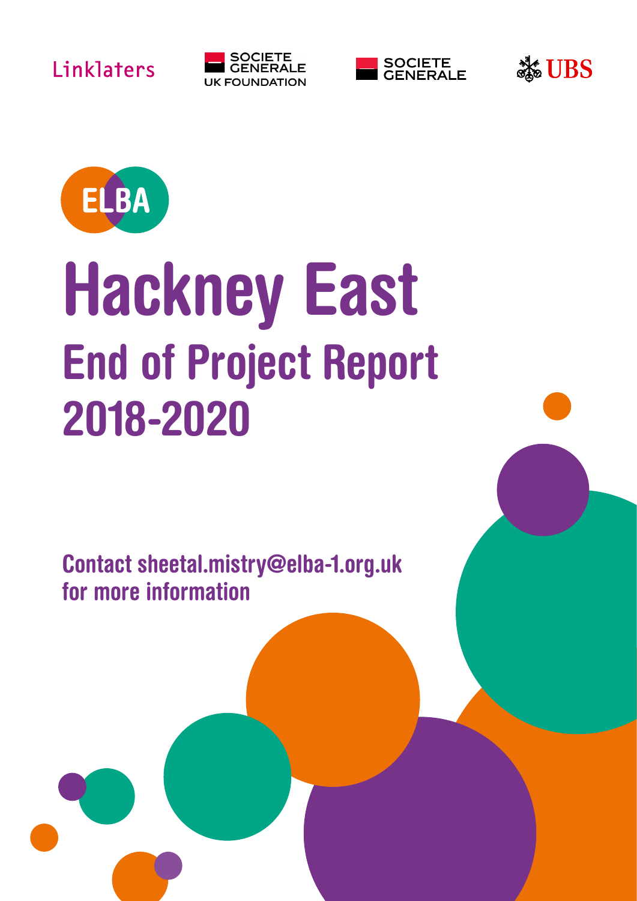Linklaters

SOCIETE GENERALE UK FOUNDATION

SOCIETE GENERALE

UBS

ELBA

# Hackney East

## End of Project Report 2018-2020

**Contact sheetal.mistry@elba-1.org.uk for more information**